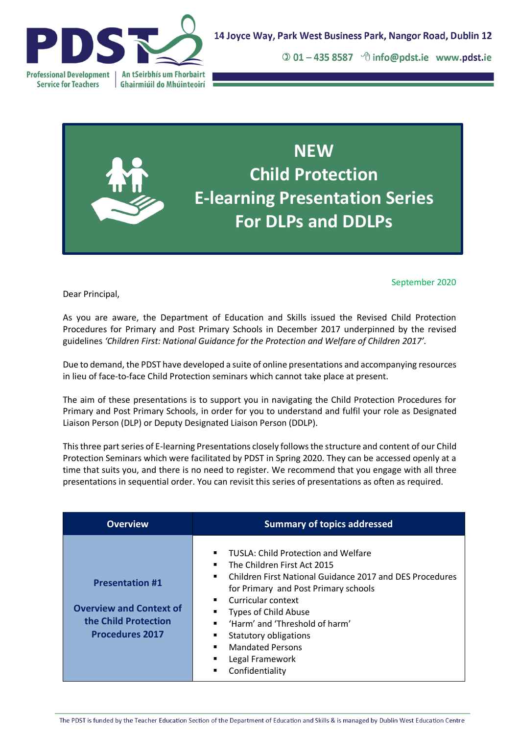PDST

Professional Development Service for Teachers | An tSeirbhís um Fhorbairt Ghairmiúil do Mhúinteoirí

14 Joyce Way, Park West Business Park, Nangor Road, Dublin 12

01 – 435 8587 info@pdst.ie www.pdst.ie

# NEW Child Protection E-learning Presentation Series For DLPs and DDLPs

September 2020

Dear Principal,

As you are aware, the Department of Education and Skills issued the Revised Child Protection Procedures for Primary and Post Primary Schools in December 2017 underpinned by the revised guidelines *'Children First: National Guidance for the Protection and Welfare of Children 2017'*.

Due to demand, the PDST have developed a suite of online presentations and accompanying resources in lieu of face-to-face Child Protection seminars which cannot take place at present.

The aim of these presentations is to support you in navigating the Child Protection Procedures for Primary and Post Primary Schools, in order for you to understand and fulfil your role as Designated Liaison Person (DLP) or Deputy Designated Liaison Person (DDLP).

This three part series of E-learning Presentations closely follows the structure and content of our Child Protection Seminars which were facilitated by PDST in Spring 2020. They can be accessed openly at a time that suits you, and there is no need to register. We recommend that you engage with all three presentations in sequential order. You can revisit this series of presentations as often as required.

| Overview | Summary of topics addressed |
|---|---|
| **Presentation #1**<br><br>**Overview and Context of the Child Protection Procedures 2017** | ▪ TUSLA: Child Protection and Welfare<br>▪ The Children First Act 2015<br>▪ Children First National Guidance 2017 and DES Procedures for Primary and Post Primary schools<br>▪ Curricular context<br>▪ Types of Child Abuse<br>▪ 'Harm' and 'Threshold of harm'<br>▪ Statutory obligations<br>▪ Mandated Persons<br>▪ Legal Framework<br>▪ Confidentiality |

The PDST is funded by the Teacher Education Section of the Department of Education and Skills & is managed by Dublin West Education Centre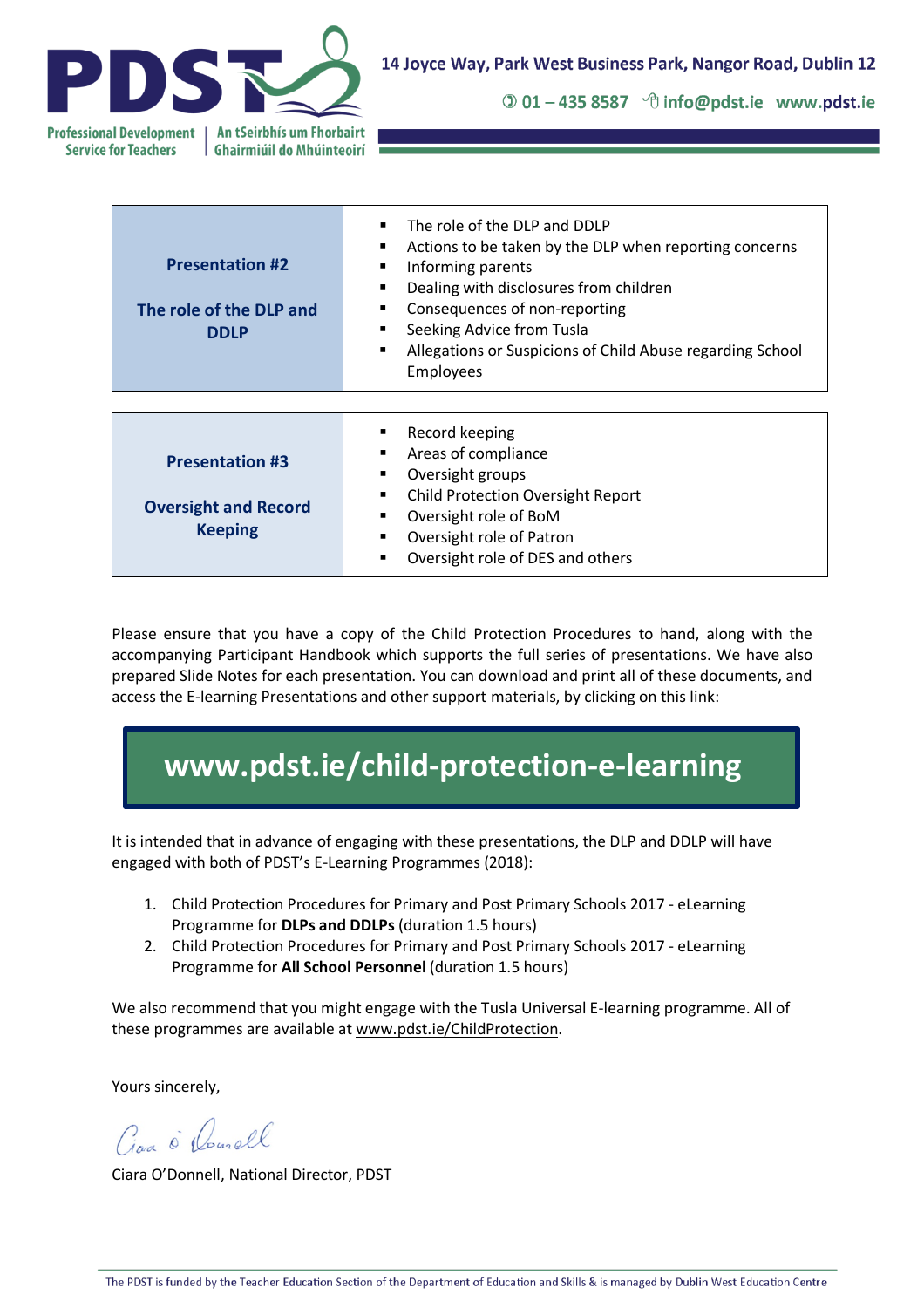| | |
|---|---|
| **Presentation #2**<br><br>**The role of the DLP and DDLP** | ▪ The role of the DLP and DDLP<br>▪ Actions to be taken by the DLP when reporting concerns<br>▪ Informing parents<br>▪ Dealing with disclosures from children<br>▪ Consequences of non-reporting<br>▪ Seeking Advice from Tusla<br>▪ Allegations or Suspicions of Child Abuse regarding School Employees |

| | |
|---|---|
| **Presentation #3**<br><br>**Oversight and Record Keeping** | ▪ Record keeping<br>▪ Areas of compliance<br>▪ Oversight groups<br>▪ Child Protection Oversight Report<br>▪ Oversight role of BoM<br>▪ Oversight role of Patron<br>▪ Oversight role of DES and others |

Please ensure that you have a copy of the Child Protection Procedures to hand, along with the accompanying Participant Handbook which supports the full series of presentations. We have also prepared Slide Notes for each presentation. You can download and print all of these documents, and access the E-learning Presentations and other support materials, by clicking on this link:

## www.pdst.ie/child-protection-e-learning

It is intended that in advance of engaging with these presentations, the DLP and DDLP will have engaged with both of PDST's E-Learning Programmes (2018):

1. Child Protection Procedures for Primary and Post Primary Schools 2017 - eLearning Programme for **DLPs and DDLPs** (duration 1.5 hours)
2. Child Protection Procedures for Primary and Post Primary Schools 2017 - eLearning Programme for **All School Personnel** (duration 1.5 hours)

We also recommend that you might engage with the Tusla Universal E-learning programme. All of these programmes are available at www.pdst.ie/ChildProtection.

Yours sincerely,

Ciara O'Donnell

Ciara O'Donnell, National Director, PDST